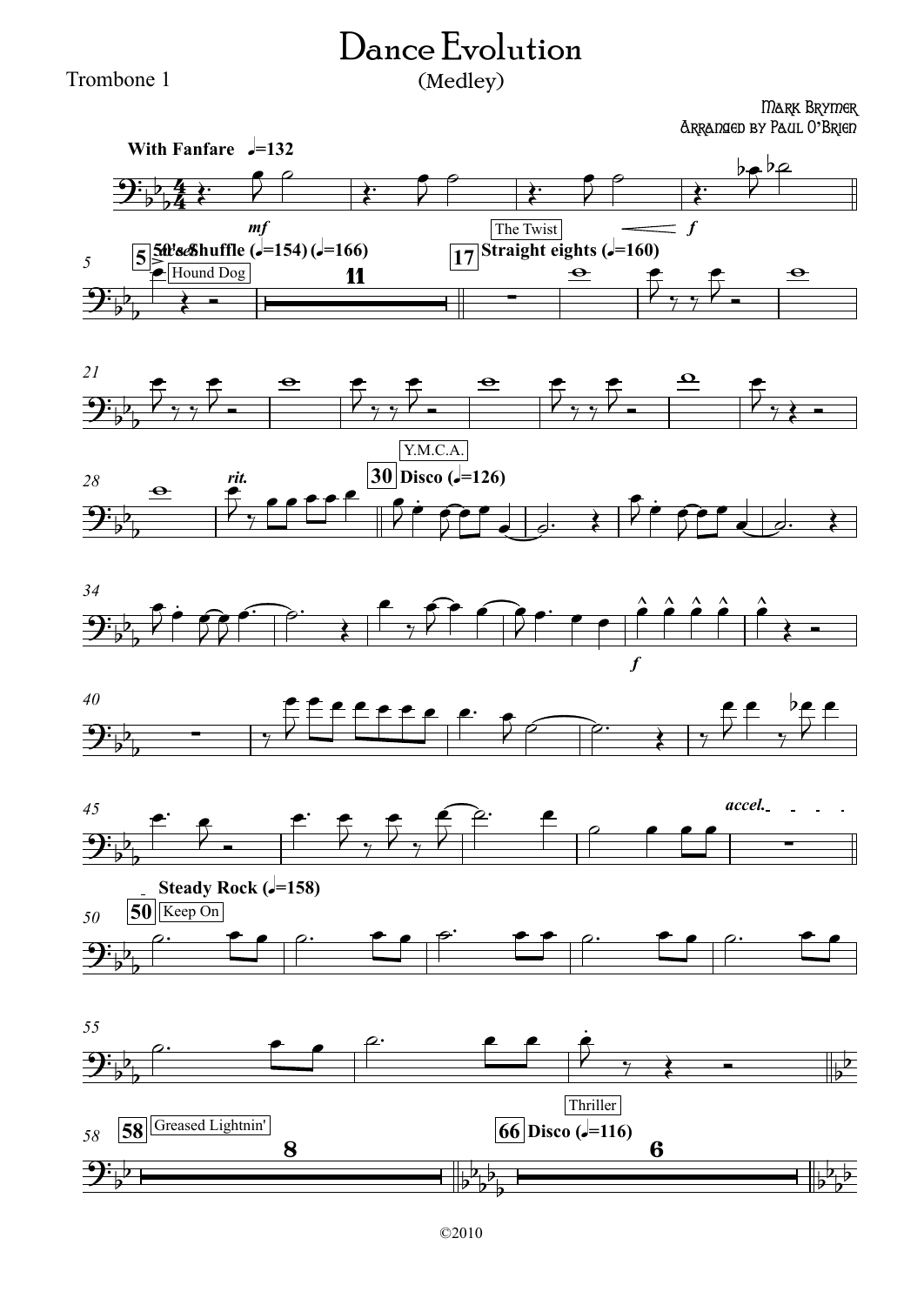# Dance Evolution

(Medley)

Trombone 1

Mark Brymer

Arranged by Paul O'Brien

©2010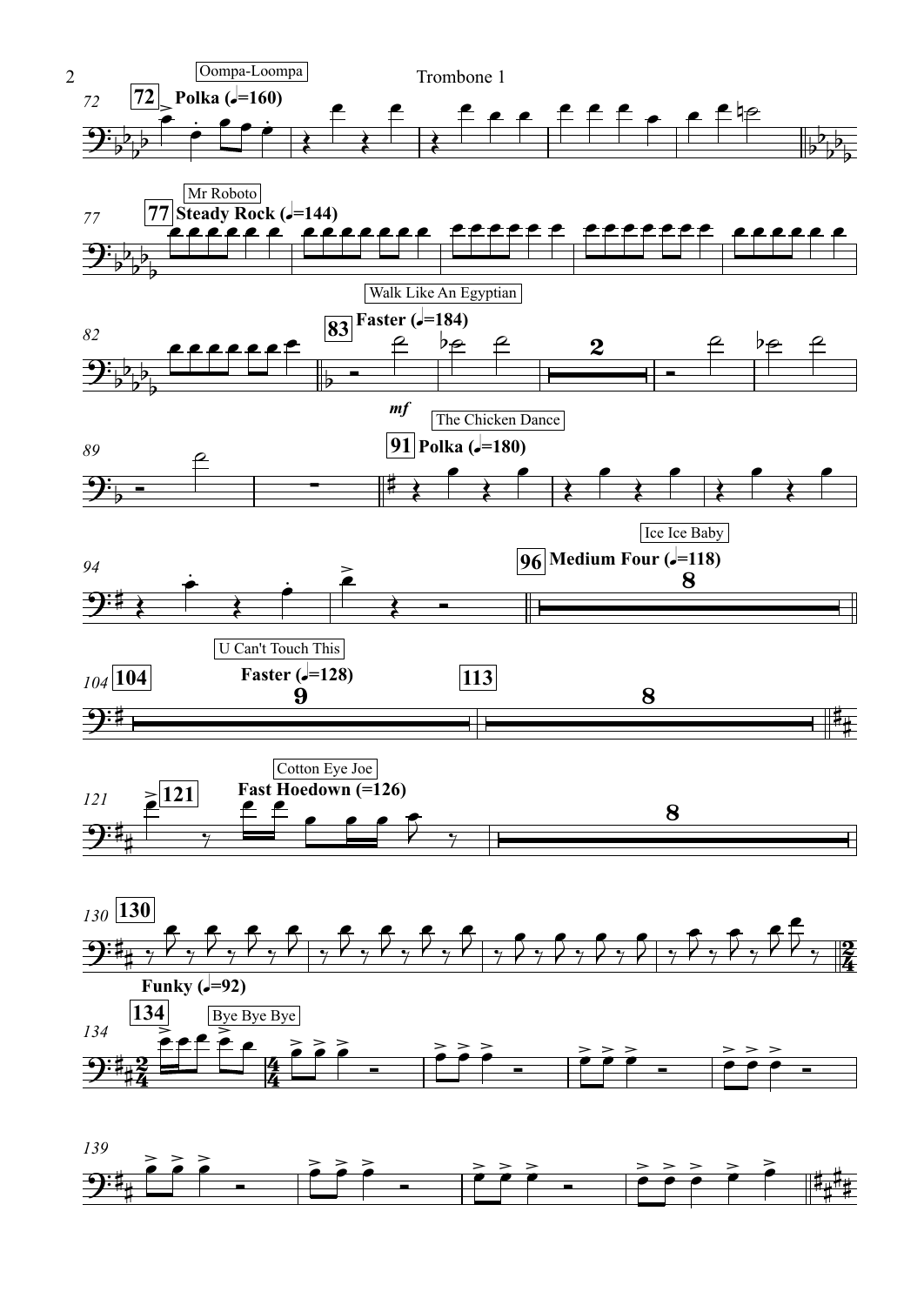Oompa-Loompa

72 Polka (𝅗𝅥=160)

Mr Roboto

77 Steady Rock (𝅗𝅥=144)

Walk Like An Egyptian

83 Faster (𝅗𝅥=184)

*mf*

The Chicken Dance

91 Polka (𝅗𝅥=180)

Ice Ice Baby

96 Medium Four (𝅗𝅥=118)

8

U Can't Touch This

104 Faster (𝅗𝅥=128)

9

113

8

Cotton Eye Joe

121 Fast Hoedown (=126)

8

130

Funky (𝅗𝅥=92)

134

Bye Bye Bye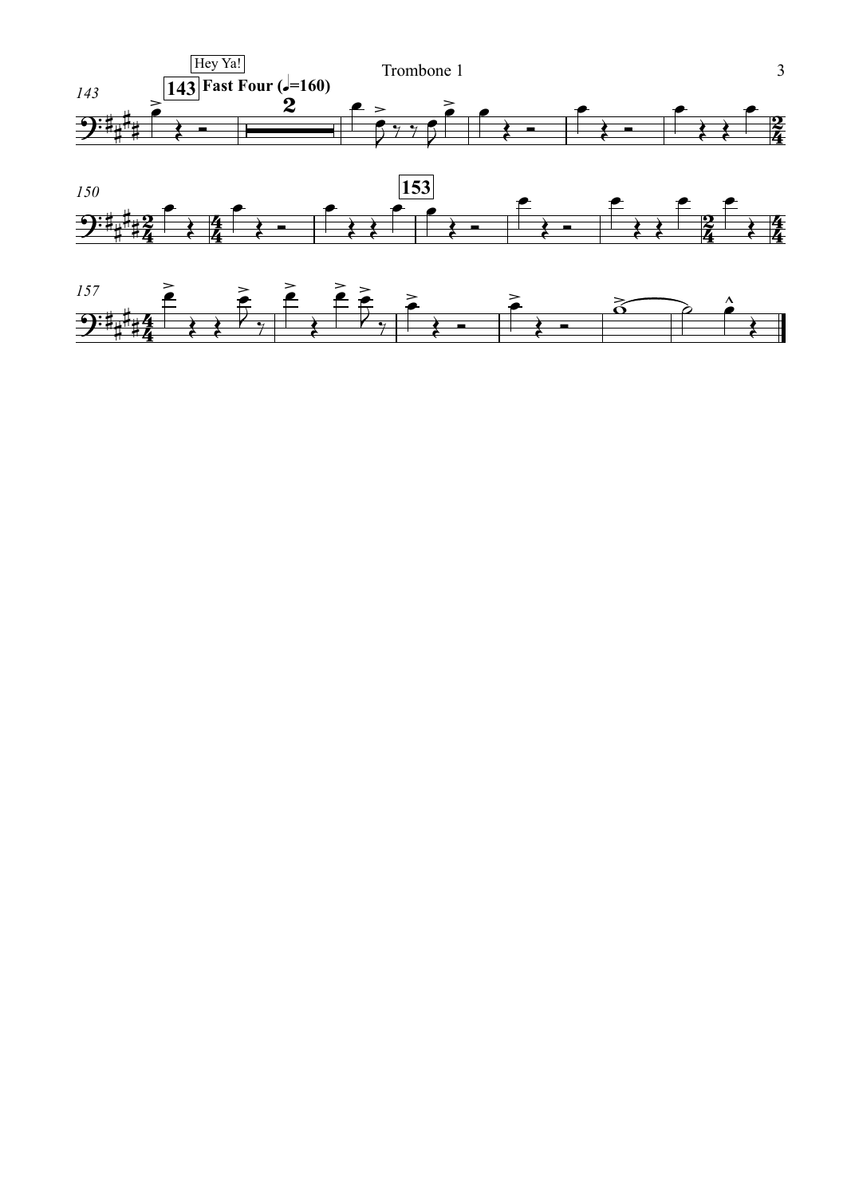Trombone 1

Hey Ya!

143 Fast Four (♩=160)

143

150

153

157